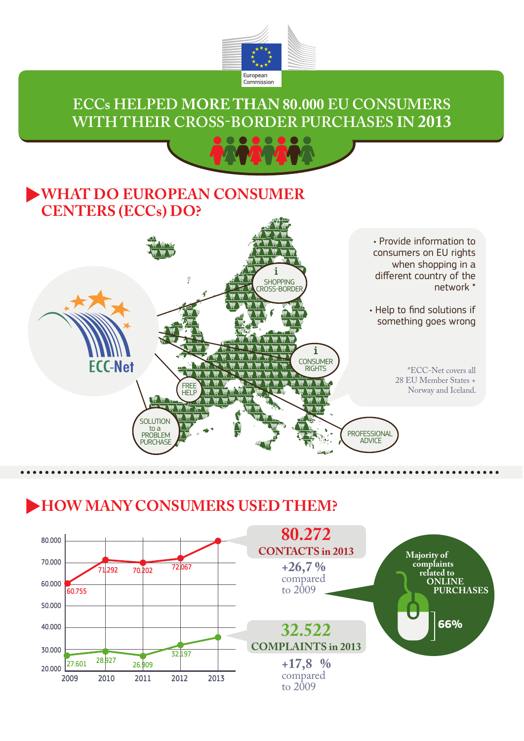European Commission

# ECCs HELPED MORE THAN 80.000 EU CONSUMERS WITH THEIR CROSS-BORDER PURCHASES IN 2013

## WHAT DO EUROPEAN CONSUMER CENTERS (ECCs) DO?

ECC-Net

SHOPPING CROSS-BORDER

CONSUMER RIGHTS

FREE HELP

SOLUTION to a PROBLEM PURCHASE

PROFESSIONAL ADVICE

- Provide information to consumers on EU rights when shopping in a different country of the network *
- Help to find solutions if something goes wrong

*ECC-Net covers all 28 EU Member States + Norway and Iceland.

## HOW MANY CONSUMERS USED THEM?

| Year | Contacts | Complaints |
|---|---|---|
| 2009 | 60.755 | 27.601 |
| 2010 | 71.292 | 28.927 |
| 2011 | 70.202 | 26.909 |
| 2012 | 72.067 | 32.197 |
| 2013 | 80.272 | 32.522 |

**80.272**
**CONTACTS in 2013**
+26,7 % compared to 2009

**32.522**
**COMPLAINTS in 2013**
+17,8 % compared to 2009

**Majority of complaints related to ONLINE PURCHASES**

**66%**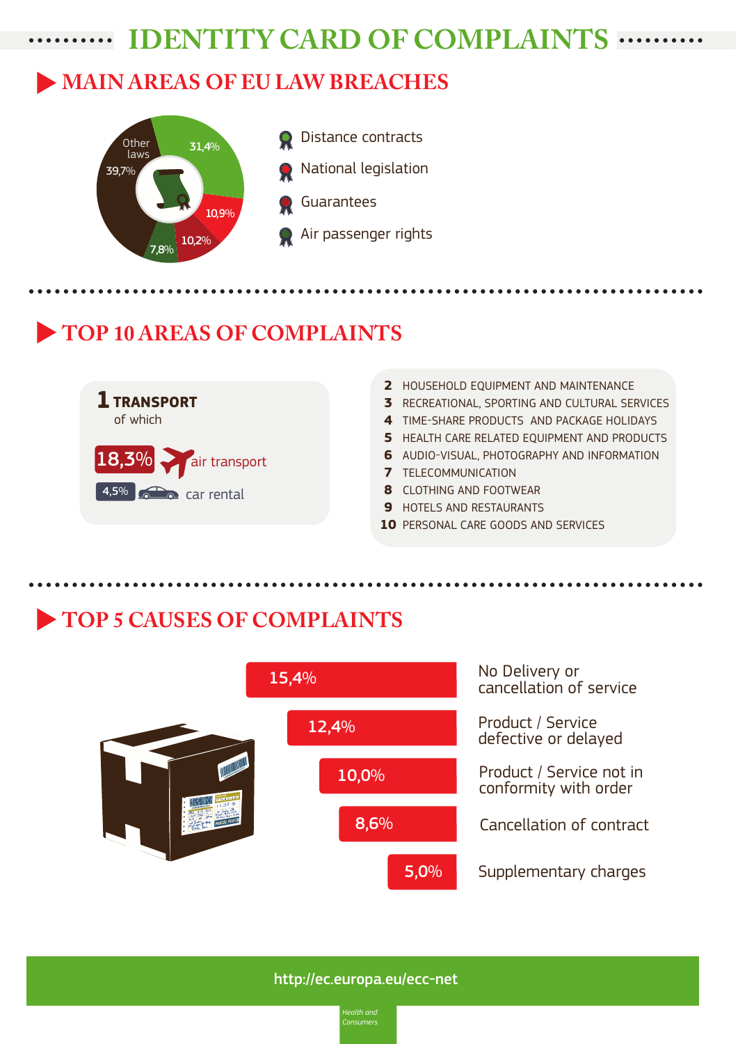# IDENTITY CARD OF COMPLAINTS

## MAIN AREAS OF EU LAW BREACHES

Other laws 39,7%
31,4%
10,9%
10,2%
7,8%

- Distance contracts
- National legislation
- Guarantees
- Air passenger rights

## TOP 10 AREAS OF COMPLAINTS

**1 TRANSPORT**
of which

18,3% air transport
4,5% car rental

2 HOUSEHOLD EQUIPMENT AND MAINTENANCE
3 RECREATIONAL, SPORTING AND CULTURAL SERVICES
4 TIME-SHARE PRODUCTS AND PACKAGE HOLIDAYS
5 HEALTH CARE RELATED EQUIPMENT AND PRODUCTS
6 AUDIO-VISUAL, PHOTOGRAPHY AND INFORMATION
7 TELECOMMUNICATION
8 CLOTHING AND FOOTWEAR
9 HOTELS AND RESTAURANTS
10 PERSONAL CARE GOODS AND SERVICES

## TOP 5 CAUSES OF COMPLAINTS

15,4% No Delivery or cancellation of service
12,4% Product / Service defective or delayed
10,0% Product / Service not in conformity with order
8,6% Cancellation of contract
5,0% Supplementary charges

http://ec.europa.eu/ecc-net

*Health and Consumers*